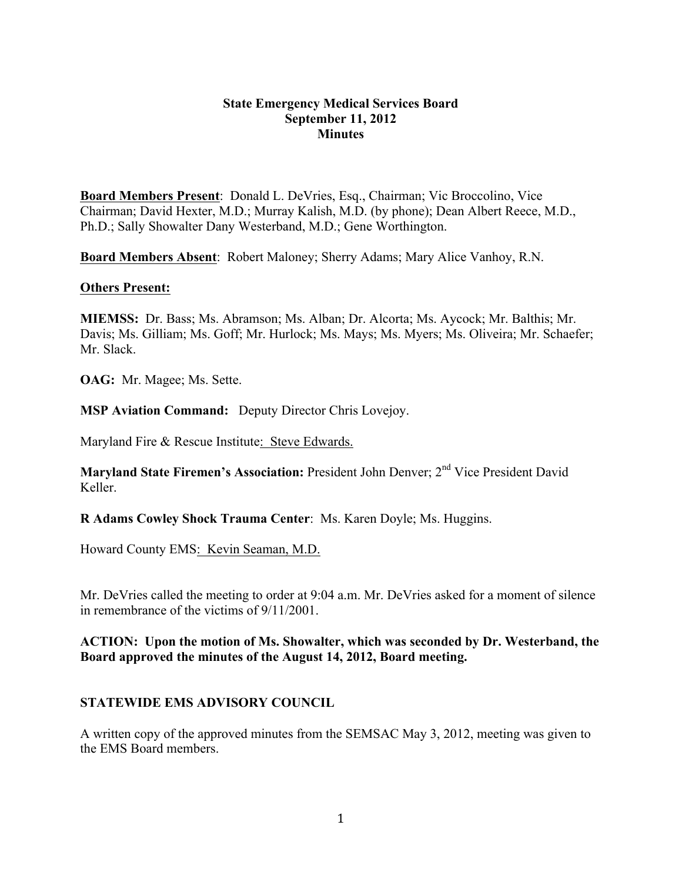**State Emergency Medical Services Board**
**September 11, 2012**
**Minutes**

**Board Members Present**: Donald L. DeVries, Esq., Chairman; Vic Broccolino, Vice Chairman; David Hexter, M.D.; Murray Kalish, M.D. (by phone); Dean Albert Reece, M.D., Ph.D.; Sally Showalter Dany Westerband, M.D.; Gene Worthington.

**Board Members Absent**: Robert Maloney; Sherry Adams; Mary Alice Vanhoy, R.N.

**Others Present:**

**MIEMSS:** Dr. Bass; Ms. Abramson; Ms. Alban; Dr. Alcorta; Ms. Aycock; Mr. Balthis; Mr. Davis; Ms. Gilliam; Ms. Goff; Mr. Hurlock; Ms. Mays; Ms. Myers; Ms. Oliveira; Mr. Schaefer; Mr. Slack.

**OAG:** Mr. Magee; Ms. Sette.

**MSP Aviation Command:** Deputy Director Chris Lovejoy.

Maryland Fire & Rescue Institute: Steve Edwards.

**Maryland State Firemen's Association:** President John Denver; 2nd Vice President David Keller.

**R Adams Cowley Shock Trauma Center**: Ms. Karen Doyle; Ms. Huggins.

Howard County EMS: Kevin Seaman, M.D.

Mr. DeVries called the meeting to order at 9:04 a.m. Mr. DeVries asked for a moment of silence in remembrance of the victims of 9/11/2001.

**ACTION: Upon the motion of Ms. Showalter, which was seconded by Dr. Westerband, the Board approved the minutes of the August 14, 2012, Board meeting.**

## STATEWIDE EMS ADVISORY COUNCIL

A written copy of the approved minutes from the SEMSAC May 3, 2012, meeting was given to the EMS Board members.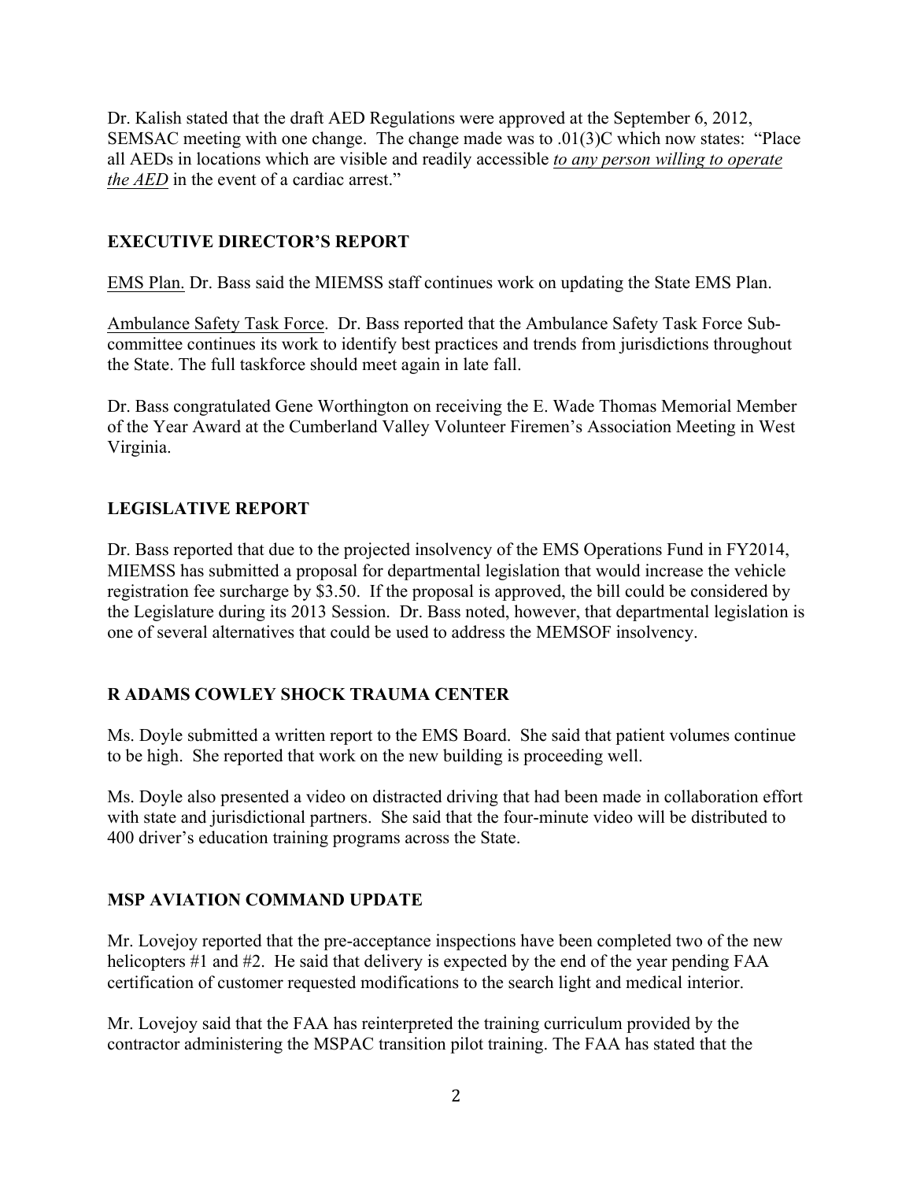Dr. Kalish stated that the draft AED Regulations were approved at the September 6, 2012, SEMSAC meeting with one change. The change made was to .01(3)C which now states: "Place all AEDs in locations which are visible and readily accessible <u>*to any person willing to operate the AED*</u> in the event of a cardiac arrest."

## EXECUTIVE DIRECTOR'S REPORT

<u>EMS Plan.</u> Dr. Bass said the MIEMSS staff continues work on updating the State EMS Plan.

<u>Ambulance Safety Task Force</u>. Dr. Bass reported that the Ambulance Safety Task Force Sub-committee continues its work to identify best practices and trends from jurisdictions throughout the State. The full taskforce should meet again in late fall.

Dr. Bass congratulated Gene Worthington on receiving the E. Wade Thomas Memorial Member of the Year Award at the Cumberland Valley Volunteer Firemen's Association Meeting in West Virginia.

## LEGISLATIVE REPORT

Dr. Bass reported that due to the projected insolvency of the EMS Operations Fund in FY2014, MIEMSS has submitted a proposal for departmental legislation that would increase the vehicle registration fee surcharge by $3.50. If the proposal is approved, the bill could be considered by the Legislature during its 2013 Session. Dr. Bass noted, however, that departmental legislation is one of several alternatives that could be used to address the MEMSOF insolvency.

## R ADAMS COWLEY SHOCK TRAUMA CENTER

Ms. Doyle submitted a written report to the EMS Board. She said that patient volumes continue to be high. She reported that work on the new building is proceeding well.

Ms. Doyle also presented a video on distracted driving that had been made in collaboration effort with state and jurisdictional partners. She said that the four-minute video will be distributed to 400 driver's education training programs across the State.

## MSP AVIATION COMMAND UPDATE

Mr. Lovejoy reported that the pre-acceptance inspections have been completed two of the new helicopters #1 and #2. He said that delivery is expected by the end of the year pending FAA certification of customer requested modifications to the search light and medical interior.

Mr. Lovejoy said that the FAA has reinterpreted the training curriculum provided by the contractor administering the MSPAC transition pilot training. The FAA has stated that the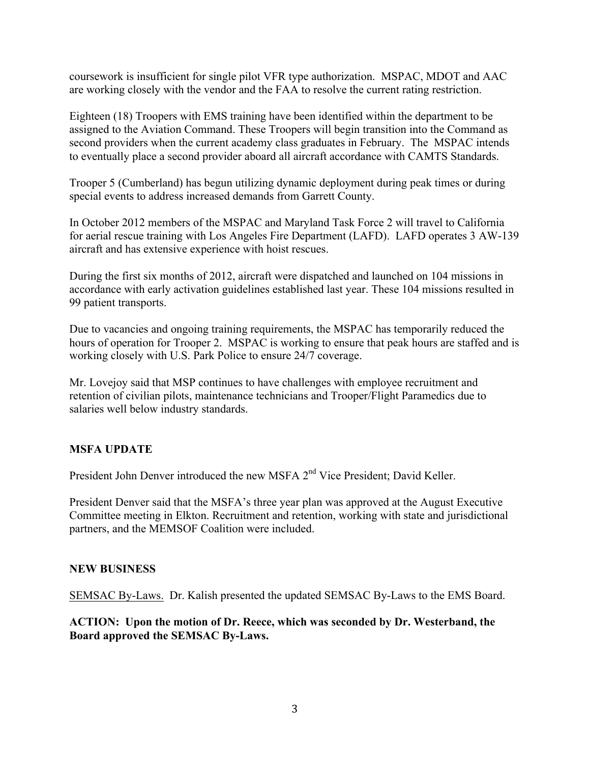coursework is insufficient for single pilot VFR type authorization. MSPAC, MDOT and AAC are working closely with the vendor and the FAA to resolve the current rating restriction.

Eighteen (18) Troopers with EMS training have been identified within the department to be assigned to the Aviation Command. These Troopers will begin transition into the Command as second providers when the current academy class graduates in February. The MSPAC intends to eventually place a second provider aboard all aircraft accordance with CAMTS Standards.

Trooper 5 (Cumberland) has begun utilizing dynamic deployment during peak times or during special events to address increased demands from Garrett County.

In October 2012 members of the MSPAC and Maryland Task Force 2 will travel to California for aerial rescue training with Los Angeles Fire Department (LAFD). LAFD operates 3 AW-139 aircraft and has extensive experience with hoist rescues.

During the first six months of 2012, aircraft were dispatched and launched on 104 missions in accordance with early activation guidelines established last year. These 104 missions resulted in 99 patient transports.

Due to vacancies and ongoing training requirements, the MSPAC has temporarily reduced the hours of operation for Trooper 2. MSPAC is working to ensure that peak hours are staffed and is working closely with U.S. Park Police to ensure 24/7 coverage.

Mr. Lovejoy said that MSP continues to have challenges with employee recruitment and retention of civilian pilots, maintenance technicians and Trooper/Flight Paramedics due to salaries well below industry standards.

**MSFA UPDATE**

President John Denver introduced the new MSFA 2nd Vice President; David Keller.

President Denver said that the MSFA's three year plan was approved at the August Executive Committee meeting in Elkton. Recruitment and retention, working with state and jurisdictional partners, and the MEMSOF Coalition were included.

**NEW BUSINESS**

SEMSAC By-Laws. Dr. Kalish presented the updated SEMSAC By-Laws to the EMS Board.

**ACTION: Upon the motion of Dr. Reece, which was seconded by Dr. Westerband, the Board approved the SEMSAC By-Laws.**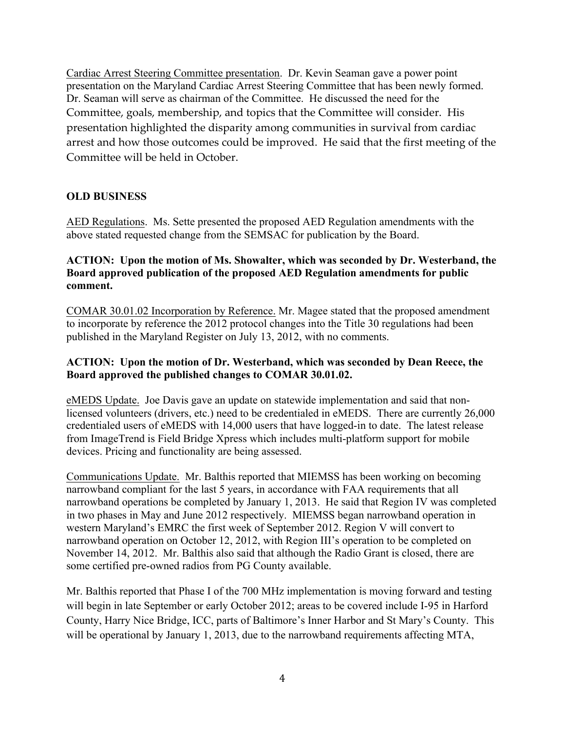Cardiac Arrest Steering Committee presentation. Dr. Kevin Seaman gave a power point presentation on the Maryland Cardiac Arrest Steering Committee that has been newly formed. Dr. Seaman will serve as chairman of the Committee. He discussed the need for the Committee, goals, membership, and topics that the Committee will consider. His presentation highlighted the disparity among communities in survival from cardiac arrest and how those outcomes could be improved. He said that the first meeting of the Committee will be held in October.

**OLD BUSINESS**

AED Regulations. Ms. Sette presented the proposed AED Regulation amendments with the above stated requested change from the SEMSAC for publication by the Board.

**ACTION: Upon the motion of Ms. Showalter, which was seconded by Dr. Westerband, the Board approved publication of the proposed AED Regulation amendments for public comment.**

COMAR 30.01.02 Incorporation by Reference. Mr. Magee stated that the proposed amendment to incorporate by reference the 2012 protocol changes into the Title 30 regulations had been published in the Maryland Register on July 13, 2012, with no comments.

**ACTION: Upon the motion of Dr. Westerband, which was seconded by Dean Reece, the Board approved the published changes to COMAR 30.01.02.**

eMEDS Update. Joe Davis gave an update on statewide implementation and said that non-licensed volunteers (drivers, etc.) need to be credentialed in eMEDS. There are currently 26,000 credentialed users of eMEDS with 14,000 users that have logged-in to date. The latest release from ImageTrend is Field Bridge Xpress which includes multi-platform support for mobile devices. Pricing and functionality are being assessed.

Communications Update. Mr. Balthis reported that MIEMSS has been working on becoming narrowband compliant for the last 5 years, in accordance with FAA requirements that all narrowband operations be completed by January 1, 2013. He said that Region IV was completed in two phases in May and June 2012 respectively. MIEMSS began narrowband operation in western Maryland's EMRC the first week of September 2012. Region V will convert to narrowband operation on October 12, 2012, with Region III's operation to be completed on November 14, 2012. Mr. Balthis also said that although the Radio Grant is closed, there are some certified pre-owned radios from PG County available.

Mr. Balthis reported that Phase I of the 700 MHz implementation is moving forward and testing will begin in late September or early October 2012; areas to be covered include I-95 in Harford County, Harry Nice Bridge, ICC, parts of Baltimore's Inner Harbor and St Mary's County. This will be operational by January 1, 2013, due to the narrowband requirements affecting MTA,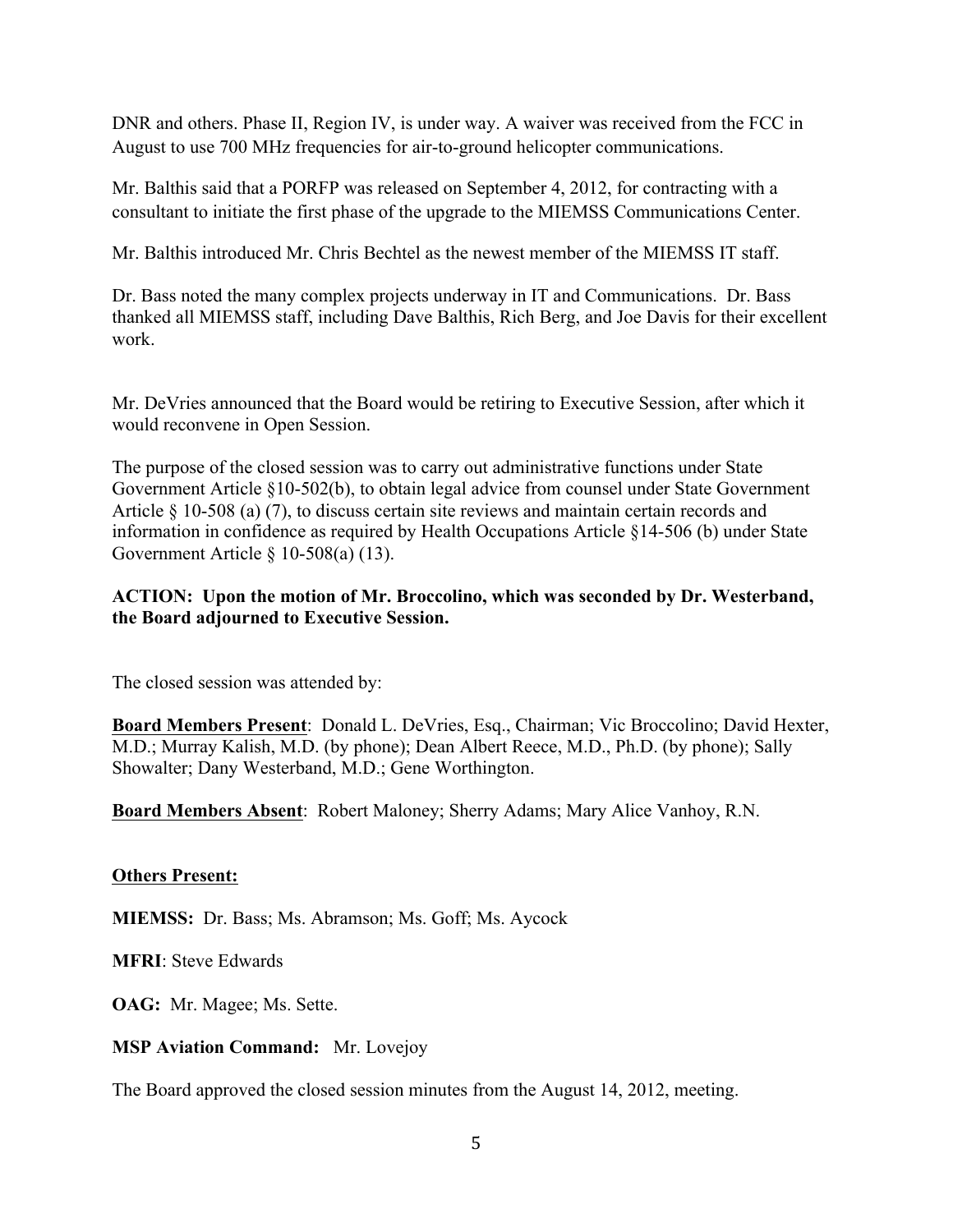DNR and others. Phase II, Region IV, is under way. A waiver was received from the FCC in August to use 700 MHz frequencies for air-to-ground helicopter communications.

Mr. Balthis said that a PORFP was released on September 4, 2012, for contracting with a consultant to initiate the first phase of the upgrade to the MIEMSS Communications Center.

Mr. Balthis introduced Mr. Chris Bechtel as the newest member of the MIEMSS IT staff.

Dr. Bass noted the many complex projects underway in IT and Communications. Dr. Bass thanked all MIEMSS staff, including Dave Balthis, Rich Berg, and Joe Davis for their excellent work.

Mr. DeVries announced that the Board would be retiring to Executive Session, after which it would reconvene in Open Session.

The purpose of the closed session was to carry out administrative functions under State Government Article §10-502(b), to obtain legal advice from counsel under State Government Article § 10-508 (a) (7), to discuss certain site reviews and maintain certain records and information in confidence as required by Health Occupations Article §14-506 (b) under State Government Article § 10-508(a) (13).

**ACTION: Upon the motion of Mr. Broccolino, which was seconded by Dr. Westerband, the Board adjourned to Executive Session.**

The closed session was attended by:

**Board Members Present**: Donald L. DeVries, Esq., Chairman; Vic Broccolino; David Hexter, M.D.; Murray Kalish, M.D. (by phone); Dean Albert Reece, M.D., Ph.D. (by phone); Sally Showalter; Dany Westerband, M.D.; Gene Worthington.

**Board Members Absent**: Robert Maloney; Sherry Adams; Mary Alice Vanhoy, R.N.

**Others Present:**

**MIEMSS:** Dr. Bass; Ms. Abramson; Ms. Goff; Ms. Aycock

**MFRI**: Steve Edwards

**OAG:** Mr. Magee; Ms. Sette.

**MSP Aviation Command:** Mr. Lovejoy

The Board approved the closed session minutes from the August 14, 2012, meeting.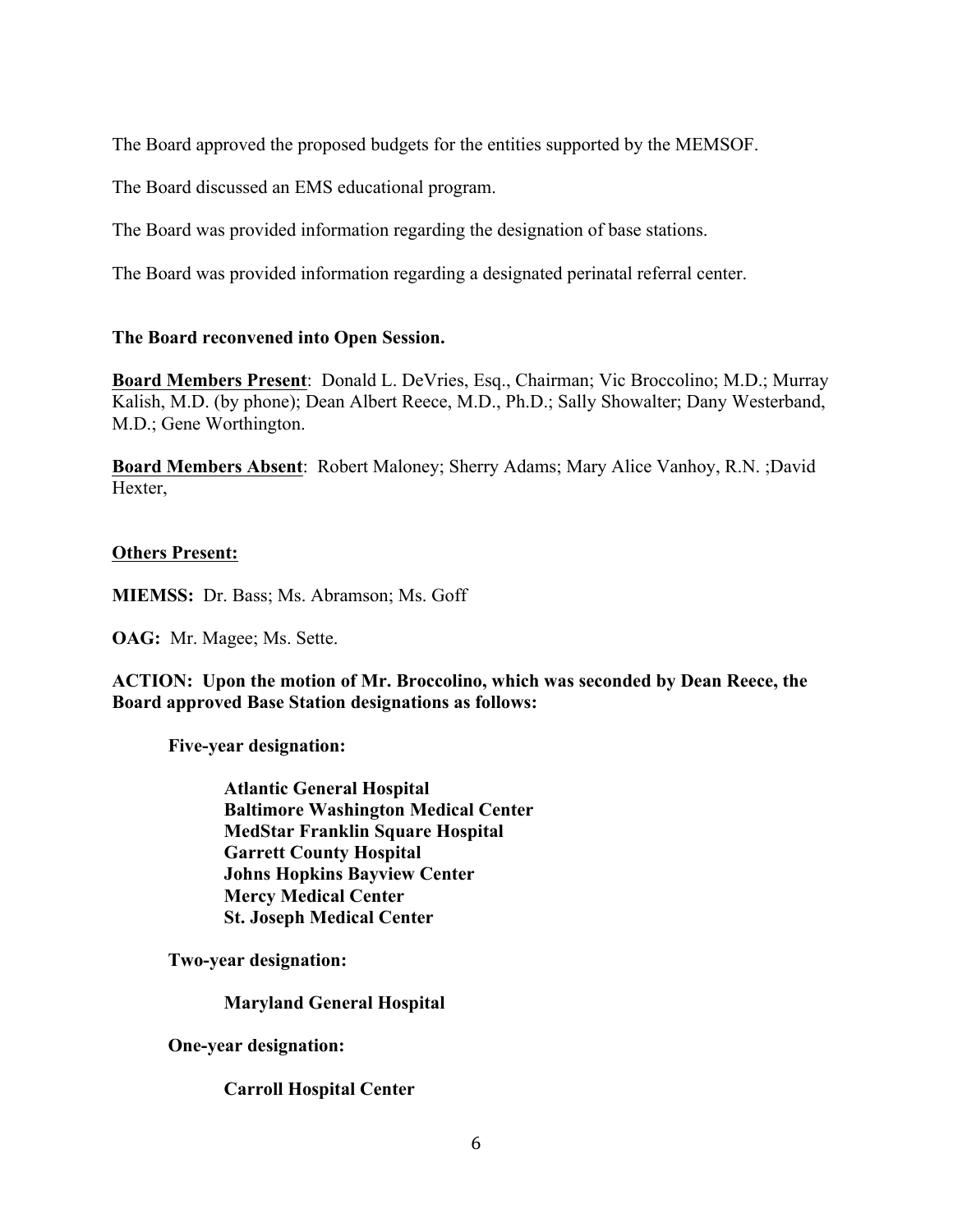The Board approved the proposed budgets for the entities supported by the MEMSOF.

The Board discussed an EMS educational program.

The Board was provided information regarding the designation of base stations.

The Board was provided information regarding a designated perinatal referral center.

**The Board reconvened into Open Session.**

**Board Members Present**: Donald L. DeVries, Esq., Chairman; Vic Broccolino; M.D.; Murray Kalish, M.D. (by phone); Dean Albert Reece, M.D., Ph.D.; Sally Showalter; Dany Westerband, M.D.; Gene Worthington.

**Board Members Absent**: Robert Maloney; Sherry Adams; Mary Alice Vanhoy, R.N. ;David Hexter,

**Others Present:**

**MIEMSS:** Dr. Bass; Ms. Abramson; Ms. Goff

**OAG:** Mr. Magee; Ms. Sette.

**ACTION: Upon the motion of Mr. Broccolino, which was seconded by Dean Reece, the Board approved Base Station designations as follows:**

**Five-year designation:**

- **Atlantic General Hospital**
- **Baltimore Washington Medical Center**
- **MedStar Franklin Square Hospital**
- **Garrett County Hospital**
- **Johns Hopkins Bayview Center**
- **Mercy Medical Center**
- **St. Joseph Medical Center**

**Two-year designation:**

- **Maryland General Hospital**

**One-year designation:**

- **Carroll Hospital Center**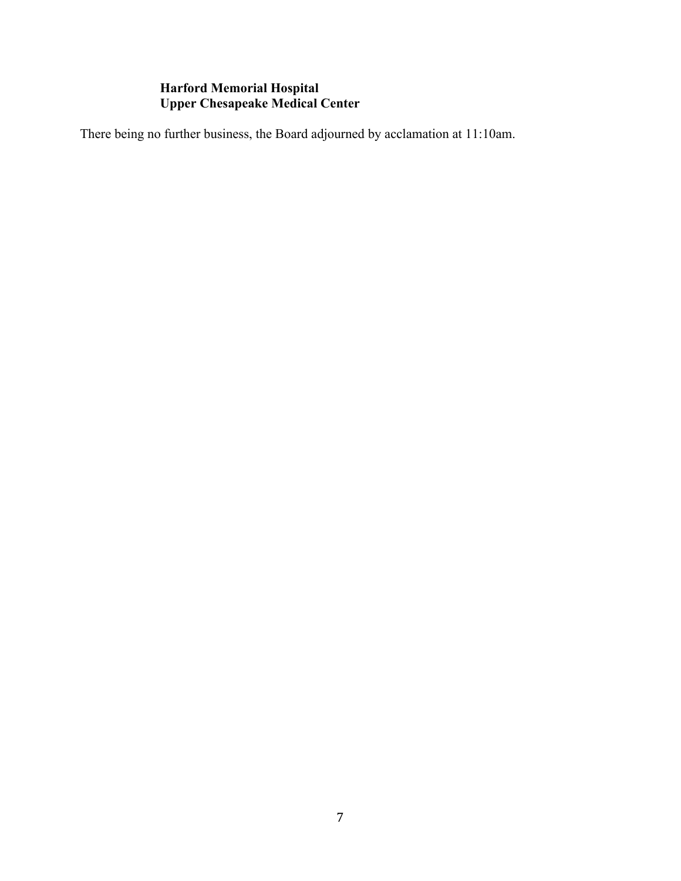**Harford Memorial Hospital**
**Upper Chesapeake Medical Center**

There being no further business, the Board adjourned by acclamation at 11:10am.